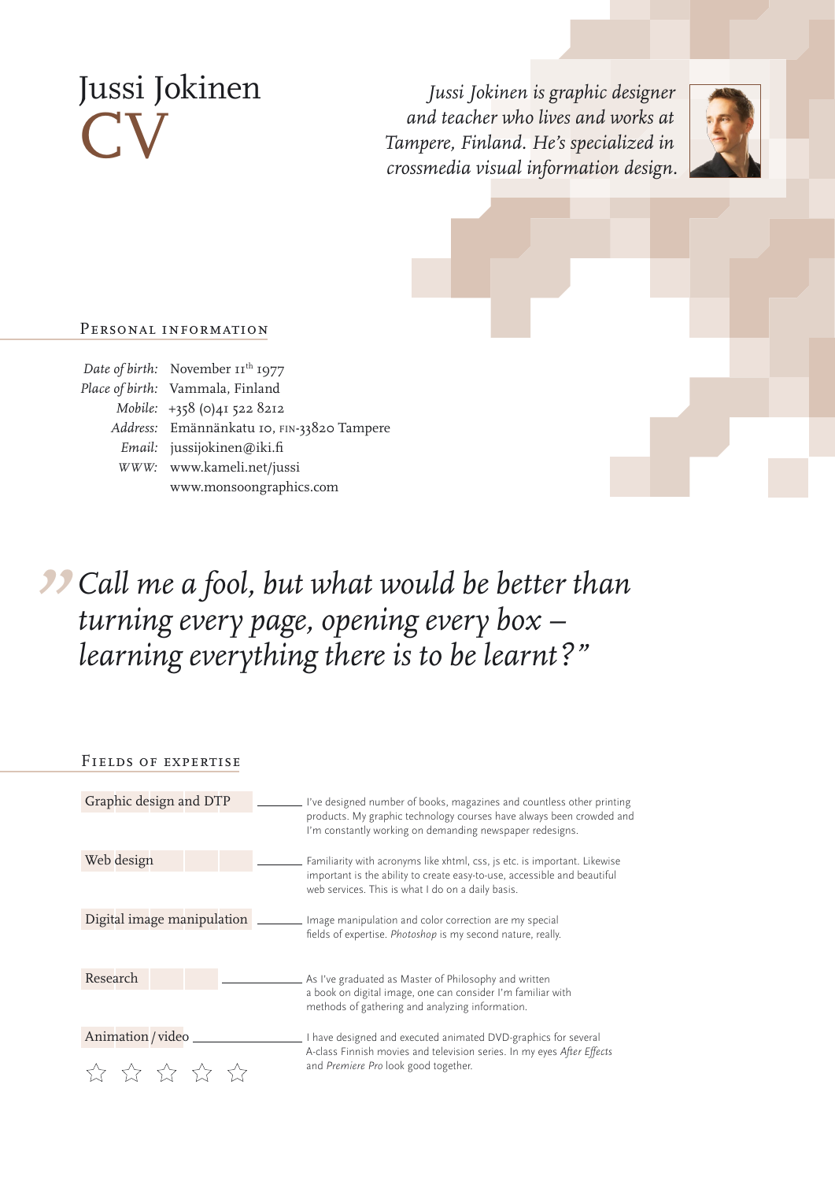# Jussi Jokinen CV

*Jussi Jokinen is graphic designer and teacher who lives and works at Tampere, Finland. He's specialized in crossmedia visual information design.*

## Personal information

*Date of birth:* November 11th 1977
*Place of birth:* Vammala, Finland
*Mobile:* +358 (0)41 522 8212
*Address:* Emännänkatu 10, FIN-33820 Tampere
*Email:* jussijokinen@iki.fi
*WWW:* www.kameli.net/jussi
www.monsoongraphics.com

> *"Call me a fool, but what would be better than turning every page, opening every box – learning everything there is to be learnt?"*

## Fields of expertise

**Graphic design and DTP** — I've designed number of books, magazines and countless other printing products. My graphic technology courses have always been crowded and I'm constantly working on demanding newspaper redesigns.

**Web design** — Familiarity with acronyms like xhtml, css, js etc. is important. Likewise important is the ability to create easy-to-use, accessible and beautiful web services. This is what I do on a daily basis.

**Digital image manipulation** — Image manipulation and color correction are my special fields of expertise. *Photoshop* is my second nature, really.

**Research** — As I've graduated as Master of Philosophy and written a book on digital image, one can consider I'm familiar with methods of gathering and analyzing information.

**Animation / video** — I have designed and executed animated DVD-graphics for several A-class Finnish movies and television series. In my eyes *After Effects* and *Premiere Pro* look good together.

☆ ☆ ☆ ☆ ☆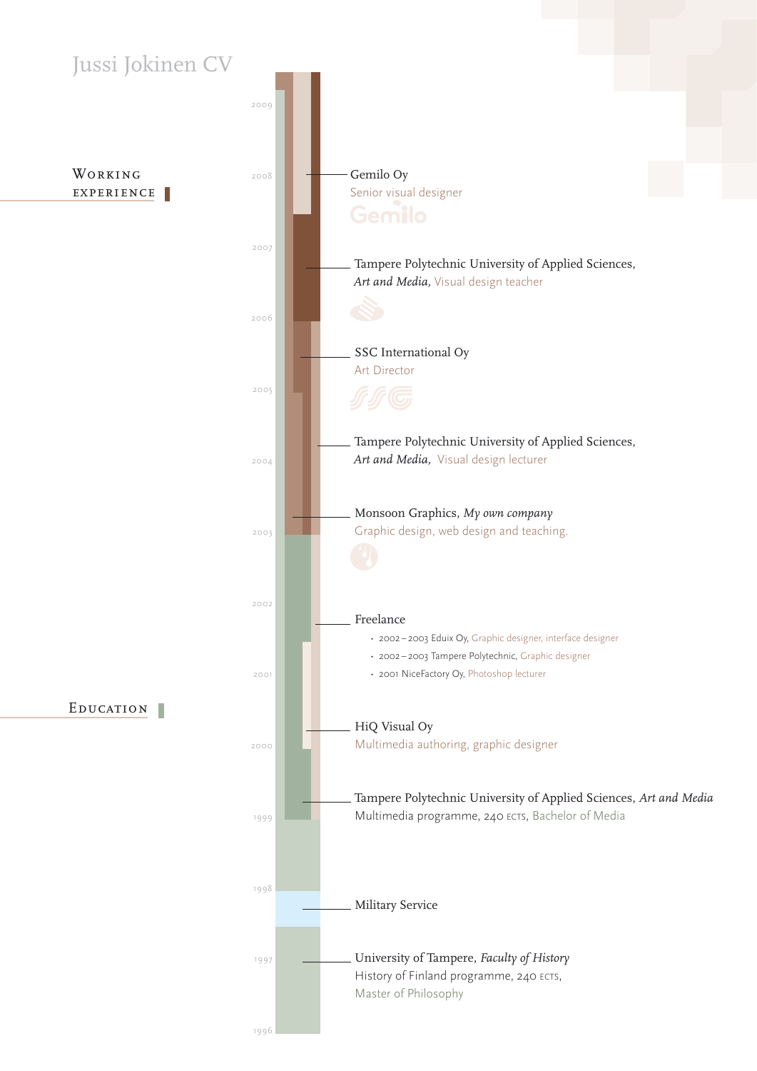# Jussi Jokinen CV

## Working experience

**Gemilo Oy**
Senior visual designer

**Tampere Polytechnic University of Applied Sciences,** *Art and Media,* Visual design teacher

**SSC International Oy**
Art Director

**Tampere Polytechnic University of Applied Sciences,** *Art and Media,* Visual design lecturer

**Monsoon Graphics,** *My own company*
Graphic design, web design and teaching.

**Freelance**

- 2002–2003 Eduix Oy, Graphic designer, interface designer
- 2002–2003 Tampere Polytechnic, Graphic designer
- 2001 NiceFactory Oy, Photoshop lecturer

**HiQ Visual Oy**
Multimedia authoring, graphic designer

## Education

**Tampere Polytechnic University of Applied Sciences,** *Art and Media*
Multimedia programme, 240 ECTS, Bachelor of Media

**Military Service**

**University of Tampere,** *Faculty of History*
History of Finland programme, 240 ECTS,
Master of Philosophy

2009 · 2008 · 2007 · 2006 · 2005 · 2004 · 2003 · 2002 · 2001 · 2000 · 1999 · 1998 · 1997 · 1996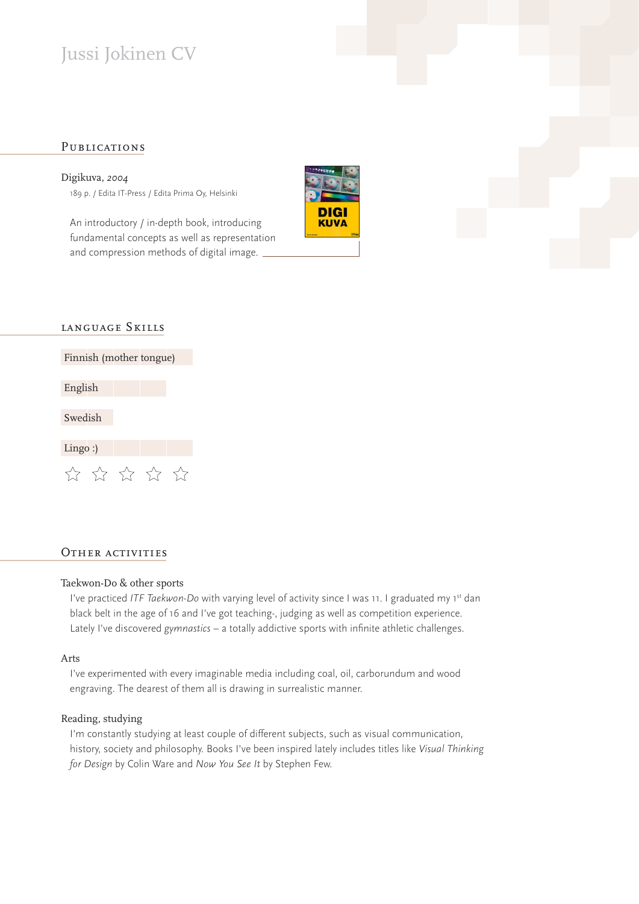# Jussi Jokinen CV

## Publications

Digikuva, *2004*

189 p. / Edita IT-Press / Edita Prima Oy, Helsinki

An introductory / in-depth book, introducing fundamental concepts as well as representation and compression methods of digital image.

## Language Skills

Finnish (mother tongue)

English

Swedish

Lingo :)

☆ ☆ ☆ ☆ ☆

## Other activities

### Taekwon-Do & other sports

I've practiced *ITF Taekwon-Do* with varying level of activity since I was 11. I graduated my 1st dan black belt in the age of 16 and I've got teaching-, judging as well as competition experience. Lately I've discovered *gymnastics* – a totally addictive sports with infinite athletic challenges.

### Arts

I've experimented with every imaginable media including coal, oil, carborundum and wood engraving. The dearest of them all is drawing in surrealistic manner.

### Reading, studying

I'm constantly studying at least couple of different subjects, such as visual communication, history, society and philosophy. Books I've been inspired lately includes titles like *Visual Thinking for Design* by Colin Ware and *Now You See It* by Stephen Few.